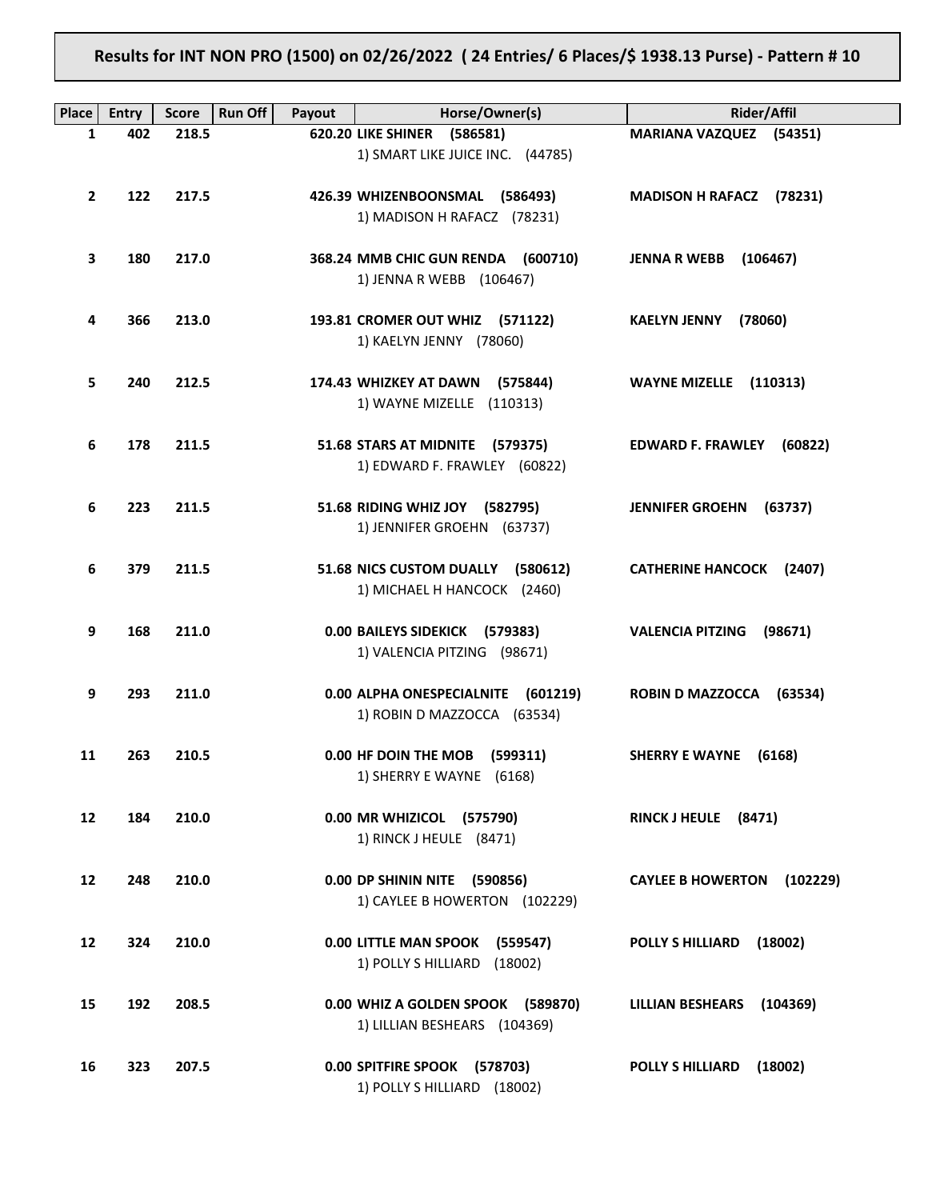# Results for INT NON PRO (1500) on 02/26/2022 ( 24 Entries/ 6 Places/$ 1938.13 Purse) - Pattern # 10

| Place | Entry | Score | Run Off | Payout | Horse/Owner(s) | Rider/Affil |
|---|---|---|---|---|---|---|
| 1 | 402 | 218.5 | | 620.20 | **LIKE SHINER (586581)**<br>1) SMART LIKE JUICE INC. (44785) | **MARIANA VAZQUEZ (54351)** |
| 2 | 122 | 217.5 | | 426.39 | **WHIZENBOONSMAL (586493)**<br>1) MADISON H RAFACZ (78231) | **MADISON H RAFACZ (78231)** |
| 3 | 180 | 217.0 | | 368.24 | **MMB CHIC GUN RENDA (600710)**<br>1) JENNA R WEBB (106467) | **JENNA R WEBB (106467)** |
| 4 | 366 | 213.0 | | 193.81 | **CROMER OUT WHIZ (571122)**<br>1) KAELYN JENNY (78060) | **KAELYN JENNY (78060)** |
| 5 | 240 | 212.5 | | 174.43 | **WHIZKEY AT DAWN (575844)**<br>1) WAYNE MIZELLE (110313) | **WAYNE MIZELLE (110313)** |
| 6 | 178 | 211.5 | | 51.68 | **STARS AT MIDNITE (579375)**<br>1) EDWARD F. FRAWLEY (60822) | **EDWARD F. FRAWLEY (60822)** |
| 6 | 223 | 211.5 | | 51.68 | **RIDING WHIZ JOY (582795)**<br>1) JENNIFER GROEHN (63737) | **JENNIFER GROEHN (63737)** |
| 6 | 379 | 211.5 | | 51.68 | **NICS CUSTOM DUALLY (580612)**<br>1) MICHAEL H HANCOCK (2460) | **CATHERINE HANCOCK (2407)** |
| 9 | 168 | 211.0 | | 0.00 | **BAILEYS SIDEKICK (579383)**<br>1) VALENCIA PITZING (98671) | **VALENCIA PITZING (98671)** |
| 9 | 293 | 211.0 | | 0.00 | **ALPHA ONESPECIALNITE (601219)**<br>1) ROBIN D MAZZOCCA (63534) | **ROBIN D MAZZOCCA (63534)** |
| 11 | 263 | 210.5 | | 0.00 | **HF DOIN THE MOB (599311)**<br>1) SHERRY E WAYNE (6168) | **SHERRY E WAYNE (6168)** |
| 12 | 184 | 210.0 | | 0.00 | **MR WHIZICOL (575790)**<br>1) RINCK J HEULE (8471) | **RINCK J HEULE (8471)** |
| 12 | 248 | 210.0 | | 0.00 | **DP SHININ NITE (590856)**<br>1) CAYLEE B HOWERTON (102229) | **CAYLEE B HOWERTON (102229)** |
| 12 | 324 | 210.0 | | 0.00 | **LITTLE MAN SPOOK (559547)**<br>1) POLLY S HILLIARD (18002) | **POLLY S HILLIARD (18002)** |
| 15 | 192 | 208.5 | | 0.00 | **WHIZ A GOLDEN SPOOK (589870)**<br>1) LILLIAN BESHEARS (104369) | **LILLIAN BESHEARS (104369)** |
| 16 | 323 | 207.5 | | 0.00 | **SPITFIRE SPOOK (578703)**<br>1) POLLY S HILLIARD (18002) | **POLLY S HILLIARD (18002)** |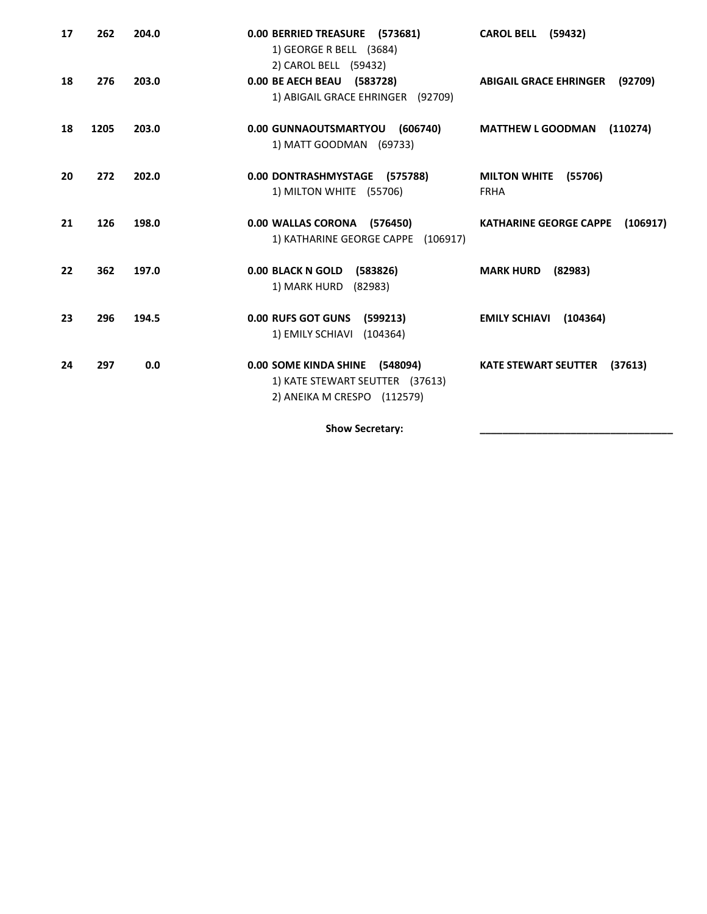| | | | | |
|---|---|---|---|---|
| 17 | 262 | 204.0 | 0.00 **BERRIED TREASURE (573681)**<br>1) GEORGE R BELL (3684)<br>2) CAROL BELL (59432) | **CAROL BELL (59432)** |
| 18 | 276 | 203.0 | 0.00 **BE AECH BEAU (583728)**<br>1) ABIGAIL GRACE EHRINGER (92709) | **ABIGAIL GRACE EHRINGER (92709)** |
| 18 | 1205 | 203.0 | 0.00 **GUNNAOUTSMARTYOU (606740)**<br>1) MATT GOODMAN (69733) | **MATTHEW L GOODMAN (110274)** |
| 20 | 272 | 202.0 | 0.00 **DONTRASHMYSTAGE (575788)**<br>1) MILTON WHITE (55706) | **MILTON WHITE (55706)**<br>FRHA |
| 21 | 126 | 198.0 | 0.00 **WALLAS CORONA (576450)**<br>1) KATHARINE GEORGE CAPPE (106917) | **KATHARINE GEORGE CAPPE (106917)** |
| 22 | 362 | 197.0 | 0.00 **BLACK N GOLD (583826)**<br>1) MARK HURD (82983) | **MARK HURD (82983)** |
| 23 | 296 | 194.5 | 0.00 **RUFS GOT GUNS (599213)**<br>1) EMILY SCHIAVI (104364) | **EMILY SCHIAVI (104364)** |
| 24 | 297 | 0.0 | 0.00 **SOME KINDA SHINE (548094)**<br>1) KATE STEWART SEUTTER (37613)<br>2) ANEIKA M CRESPO (112579) | **KATE STEWART SEUTTER (37613)** |

**Show Secretary:** ________________________________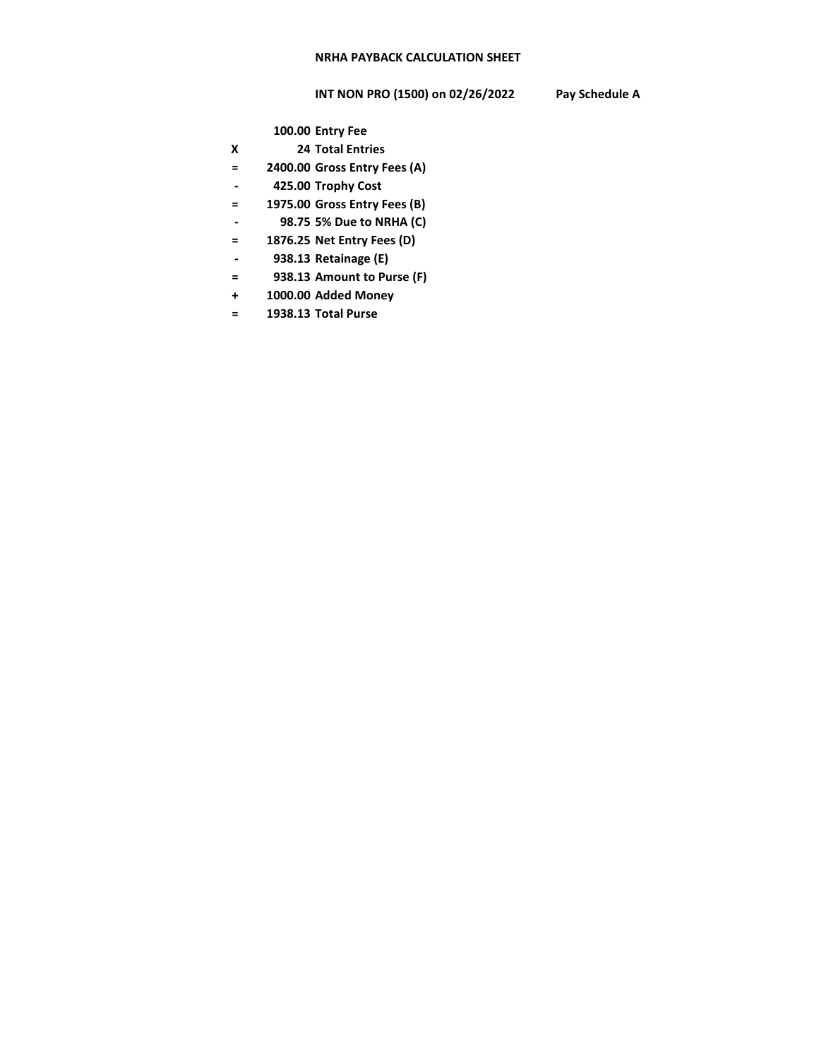**NRHA PAYBACK CALCULATION SHEET**

**INT NON PRO (1500) on 02/26/2022** **Pay Schedule A**

| | | |
|---|---|---|
| | 100.00 | Entry Fee |
| X | 24 | Total Entries |
| = | 2400.00 | Gross Entry Fees (A) |
| - | 425.00 | Trophy Cost |
| = | 1975.00 | Gross Entry Fees (B) |
| - | 98.75 | 5% Due to NRHA (C) |
| = | 1876.25 | Net Entry Fees (D) |
| - | 938.13 | Retainage (E) |
| = | 938.13 | Amount to Purse (F) |
| + | 1000.00 | Added Money |
| = | 1938.13 | Total Purse |